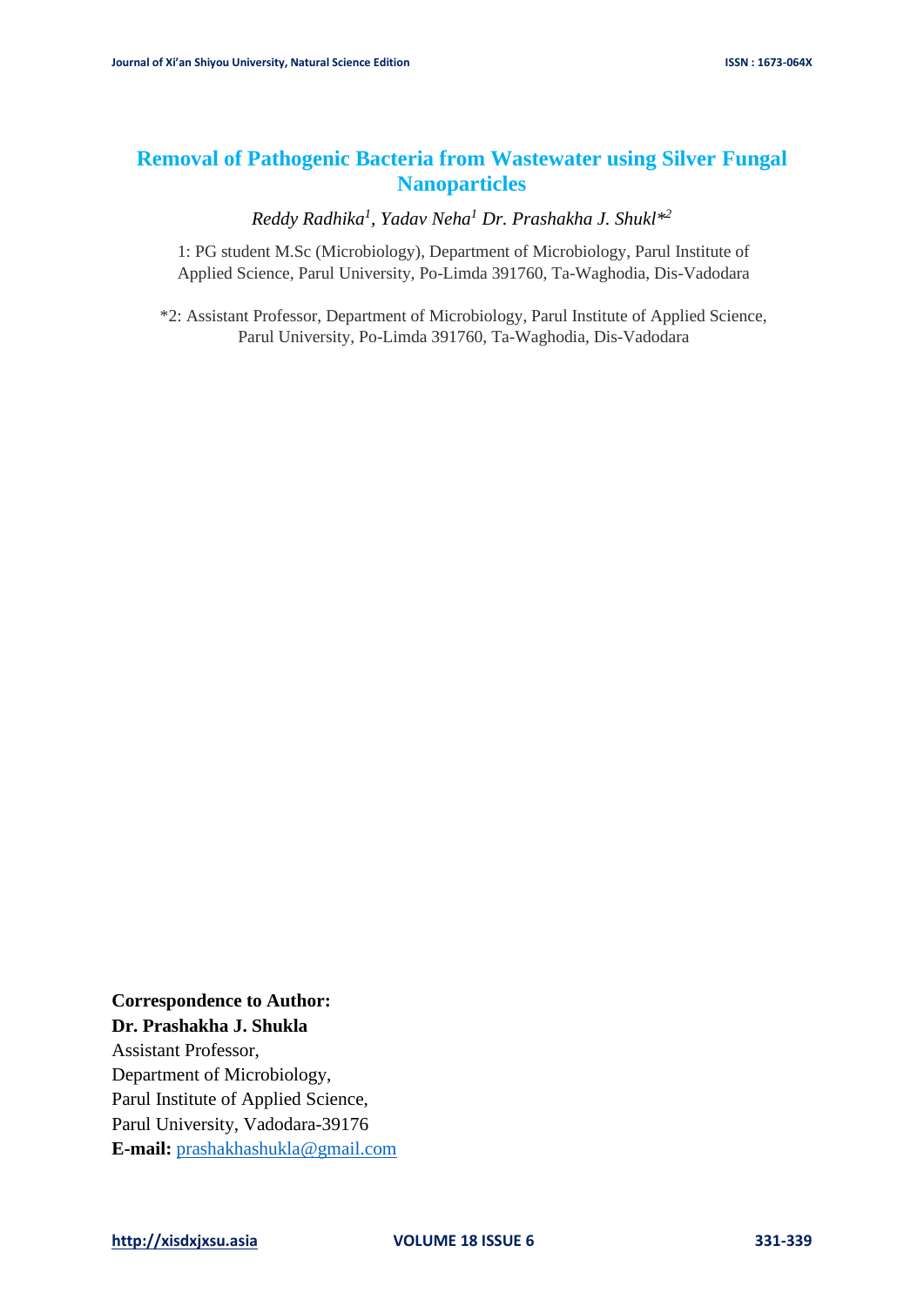# Removal of Pathogenic Bacteria from Wastewater using Silver Fungal Nanoparticles

*Reddy Radhika[1], Yadav Neha[1] Dr. Prashakha J. Shukl*[2]*

1: PG student M.Sc (Microbiology), Department of Microbiology, Parul Institute of Applied Science, Parul University, Po-Limda 391760, Ta-Waghodia, Dis-Vadodara

*2: Assistant Professor, Department of Microbiology, Parul Institute of Applied Science, Parul University, Po-Limda 391760, Ta-Waghodia, Dis-Vadodara

**Correspondence to Author:**
**Dr. Prashakha J. Shukla**
Assistant Professor,
Department of Microbiology,
Parul Institute of Applied Science,
Parul University, Vadodara-39176
**E-mail:** prashakhashukla@gmail.com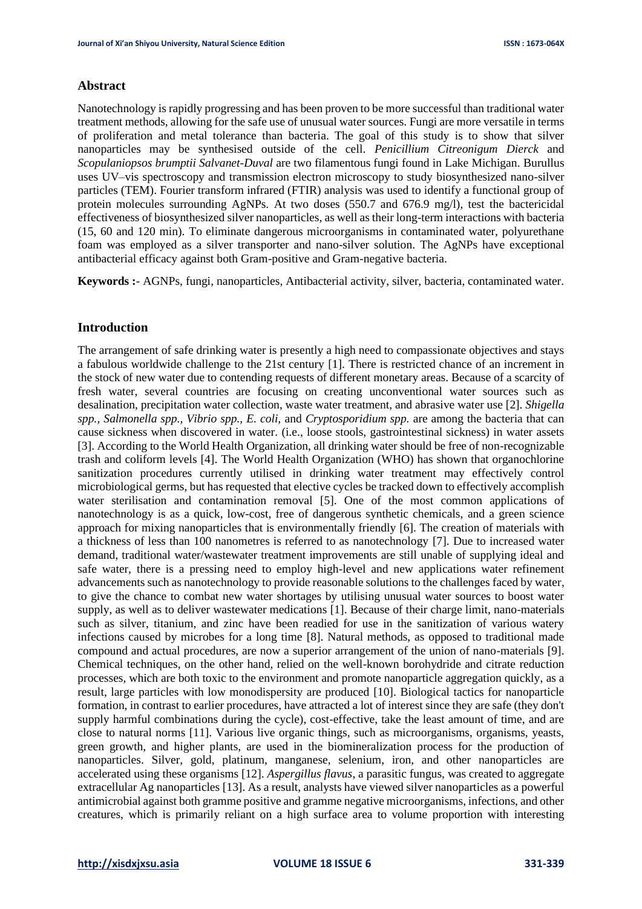## Abstract

Nanotechnology is rapidly progressing and has been proven to be more successful than traditional water treatment methods, allowing for the safe use of unusual water sources. Fungi are more versatile in terms of proliferation and metal tolerance than bacteria. The goal of this study is to show that silver nanoparticles may be synthesised outside of the cell. *Penicillium Citreonigum Dierck* and *Scopulaniopsos brumptii Salvanet-Duval* are two filamentous fungi found in Lake Michigan. Burullus uses UV–vis spectroscopy and transmission electron microscopy to study biosynthesized nano-silver particles (TEM). Fourier transform infrared (FTIR) analysis was used to identify a functional group of protein molecules surrounding AgNPs. At two doses (550.7 and 676.9 mg/l), test the bactericidal effectiveness of biosynthesized silver nanoparticles, as well as their long-term interactions with bacteria (15, 60 and 120 min). To eliminate dangerous microorganisms in contaminated water, polyurethane foam was employed as a silver transporter and nano-silver solution. The AgNPs have exceptional antibacterial efficacy against both Gram-positive and Gram-negative bacteria.

**Keywords :**- AGNPs, fungi, nanoparticles, Antibacterial activity, silver, bacteria, contaminated water.

## Introduction

The arrangement of safe drinking water is presently a high need to compassionate objectives and stays a fabulous worldwide challenge to the 21st century [1]. There is restricted chance of an increment in the stock of new water due to contending requests of different monetary areas. Because of a scarcity of fresh water, several countries are focusing on creating unconventional water sources such as desalination, precipitation water collection, waste water treatment, and abrasive water use [2]. *Shigella spp., Salmonella spp., Vibrio spp., E. coli,* and *Cryptosporidium spp.* are among the bacteria that can cause sickness when discovered in water. (i.e., loose stools, gastrointestinal sickness) in water assets [3]. According to the World Health Organization, all drinking water should be free of non-recognizable trash and coliform levels [4]. The World Health Organization (WHO) has shown that organochlorine sanitization procedures currently utilised in drinking water treatment may effectively control microbiological germs, but has requested that elective cycles be tracked down to effectively accomplish water sterilisation and contamination removal [5]. One of the most common applications of nanotechnology is as a quick, low-cost, free of dangerous synthetic chemicals, and a green science approach for mixing nanoparticles that is environmentally friendly [6]. The creation of materials with a thickness of less than 100 nanometres is referred to as nanotechnology [7]. Due to increased water demand, traditional water/wastewater treatment improvements are still unable of supplying ideal and safe water, there is a pressing need to employ high-level and new applications water refinement advancements such as nanotechnology to provide reasonable solutions to the challenges faced by water, to give the chance to combat new water shortages by utilising unusual water sources to boost water supply, as well as to deliver wastewater medications [1]. Because of their charge limit, nano-materials such as silver, titanium, and zinc have been readied for use in the sanitization of various watery infections caused by microbes for a long time [8]. Natural methods, as opposed to traditional made compound and actual procedures, are now a superior arrangement of the union of nano-materials [9]. Chemical techniques, on the other hand, relied on the well-known borohydride and citrate reduction processes, which are both toxic to the environment and promote nanoparticle aggregation quickly, as a result, large particles with low monodispersity are produced [10]. Biological tactics for nanoparticle formation, in contrast to earlier procedures, have attracted a lot of interest since they are safe (they don't supply harmful combinations during the cycle), cost-effective, take the least amount of time, and are close to natural norms [11]. Various live organic things, such as microorganisms, organisms, yeasts, green growth, and higher plants, are used in the biomineralization process for the production of nanoparticles. Silver, gold, platinum, manganese, selenium, iron, and other nanoparticles are accelerated using these organisms [12]. *Aspergillus flavus*, a parasitic fungus, was created to aggregate extracellular Ag nanoparticles [13]. As a result, analysts have viewed silver nanoparticles as a powerful antimicrobial against both gramme positive and gramme negative microorganisms, infections, and other creatures, which is primarily reliant on a high surface area to volume proportion with interesting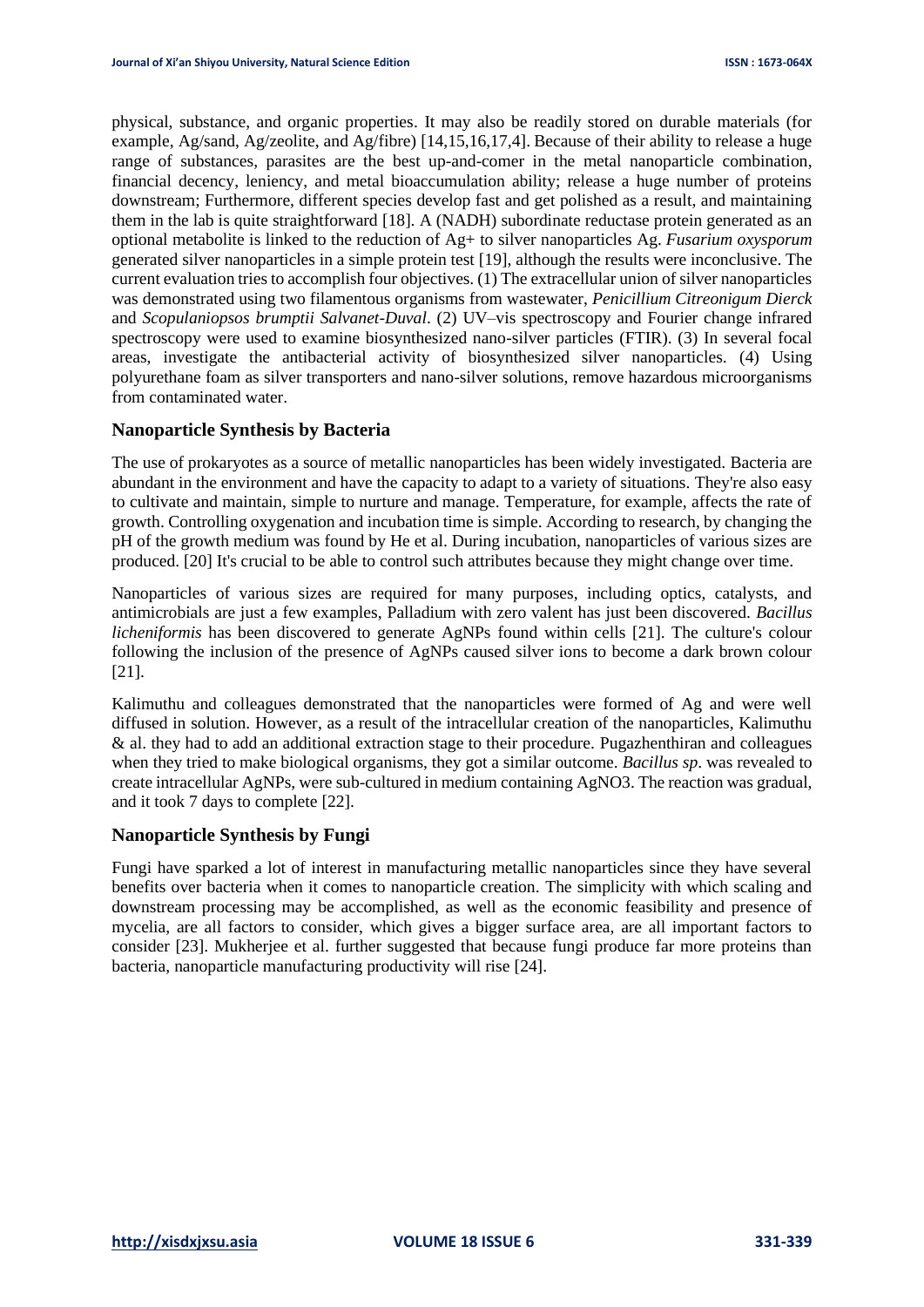physical, substance, and organic properties. It may also be readily stored on durable materials (for example, Ag/sand, Ag/zeolite, and Ag/fibre) [14,15,16,17,4]. Because of their ability to release a huge range of substances, parasites are the best up-and-comer in the metal nanoparticle combination, financial decency, leniency, and metal bioaccumulation ability; release a huge number of proteins downstream; Furthermore, different species develop fast and get polished as a result, and maintaining them in the lab is quite straightforward [18]. A (NADH) subordinate reductase protein generated as an optional metabolite is linked to the reduction of $Ag^+$ to silver nanoparticles Ag. *Fusarium oxysporum* generated silver nanoparticles in a simple protein test [19], although the results were inconclusive. The current evaluation tries to accomplish four objectives. (1) The extracellular union of silver nanoparticles was demonstrated using two filamentous organisms from wastewater, *Penicillium Citreonigum Dierck* and *Scopulaniopsos brumptii Salvanet-Duval*. (2) UV–vis spectroscopy and Fourier change infrared spectroscopy were used to examine biosynthesized nano-silver particles (FTIR). (3) In several focal areas, investigate the antibacterial activity of biosynthesized silver nanoparticles. (4) Using polyurethane foam as silver transporters and nano-silver solutions, remove hazardous microorganisms from contaminated water.

## Nanoparticle Synthesis by Bacteria

The use of prokaryotes as a source of metallic nanoparticles has been widely investigated. Bacteria are abundant in the environment and have the capacity to adapt to a variety of situations. They're also easy to cultivate and maintain, simple to nurture and manage. Temperature, for example, affects the rate of growth. Controlling oxygenation and incubation time is simple. According to research, by changing the pH of the growth medium was found by He et al. During incubation, nanoparticles of various sizes are produced. [20] It's crucial to be able to control such attributes because they might change over time.

Nanoparticles of various sizes are required for many purposes, including optics, catalysts, and antimicrobials are just a few examples, Palladium with zero valent has just been discovered. *Bacillus licheniformis* has been discovered to generate AgNPs found within cells [21]. The culture's colour following the inclusion of the presence of AgNPs caused silver ions to become a dark brown colour [21].

Kalimuthu and colleagues demonstrated that the nanoparticles were formed of Ag and were well diffused in solution. However, as a result of the intracellular creation of the nanoparticles, Kalimuthu & al. they had to add an additional extraction stage to their procedure. Pugazhenthiran and colleagues when they tried to make biological organisms, they got a similar outcome. *Bacillus sp*. was revealed to create intracellular AgNPs, were sub-cultured in medium containing $AgNO_3$. The reaction was gradual, and it took 7 days to complete [22].

## Nanoparticle Synthesis by Fungi

Fungi have sparked a lot of interest in manufacturing metallic nanoparticles since they have several benefits over bacteria when it comes to nanoparticle creation. The simplicity with which scaling and downstream processing may be accomplished, as well as the economic feasibility and presence of mycelia, are all factors to consider, which gives a bigger surface area, are all important factors to consider [23]. Mukherjee et al. further suggested that because fungi produce far more proteins than bacteria, nanoparticle manufacturing productivity will rise [24].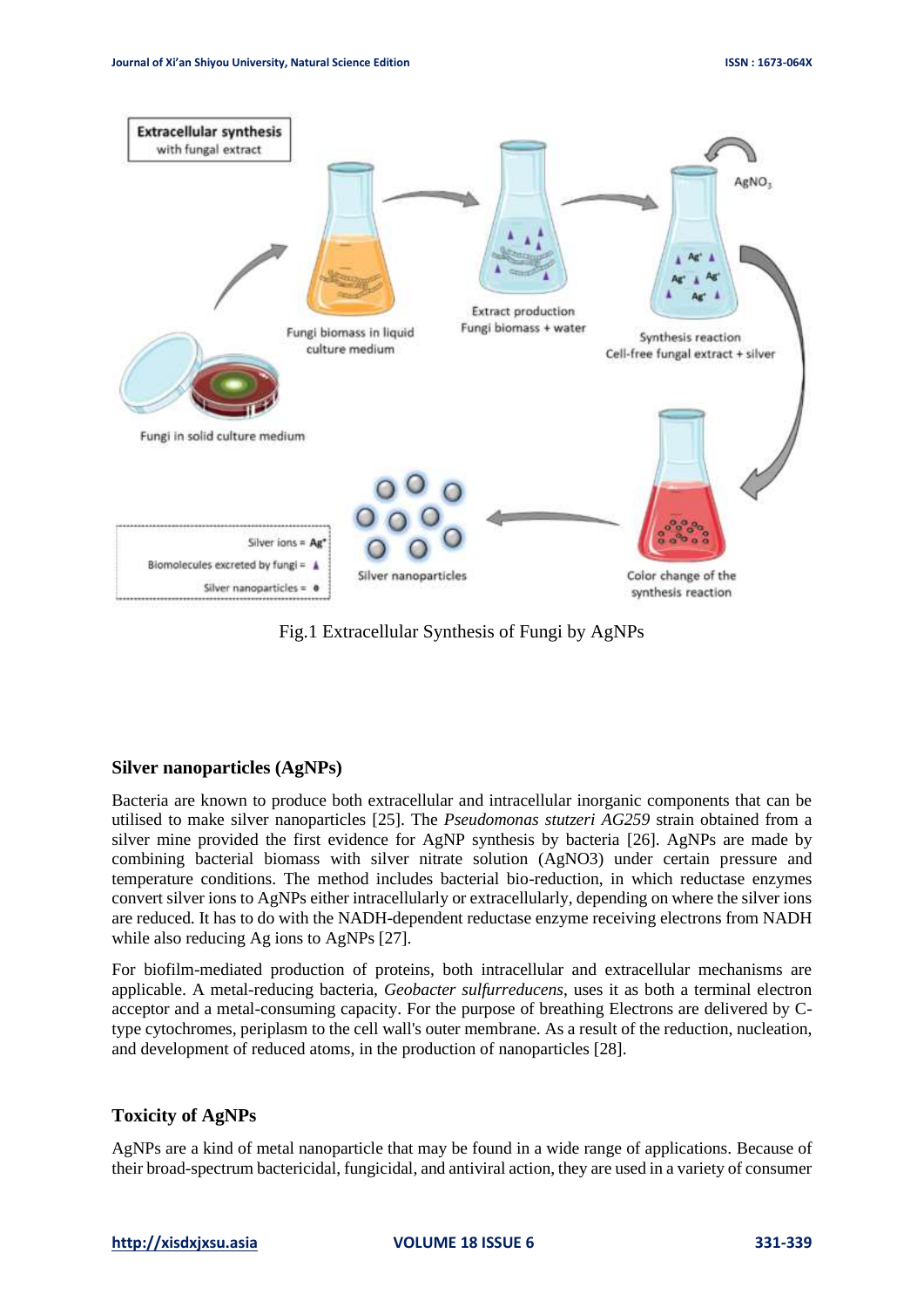Fig.1 Extracellular Synthesis of Fungi by AgNPs

## Silver nanoparticles (AgNPs)

Bacteria are known to produce both extracellular and intracellular inorganic components that can be utilised to make silver nanoparticles [25]. The *Pseudomonas stutzeri AG259* strain obtained from a silver mine provided the first evidence for AgNP synthesis by bacteria [26]. AgNPs are made by combining bacterial biomass with silver nitrate solution (AgNO3) under certain pressure and temperature conditions. The method includes bacterial bio-reduction, in which reductase enzymes convert silver ions to AgNPs either intracellularly or extracellularly, depending on where the silver ions are reduced. It has to do with the NADH-dependent reductase enzyme receiving electrons from NADH while also reducing Ag ions to AgNPs [27].

For biofilm-mediated production of proteins, both intracellular and extracellular mechanisms are applicable. A metal-reducing bacteria, *Geobacter sulfurreducens*, uses it as both a terminal electron acceptor and a metal-consuming capacity. For the purpose of breathing Electrons are delivered by C-type cytochromes, periplasm to the cell wall's outer membrane. As a result of the reduction, nucleation, and development of reduced atoms, in the production of nanoparticles [28].

## Toxicity of AgNPs

AgNPs are a kind of metal nanoparticle that may be found in a wide range of applications. Because of their broad-spectrum bactericidal, fungicidal, and antiviral action, they are used in a variety of consumer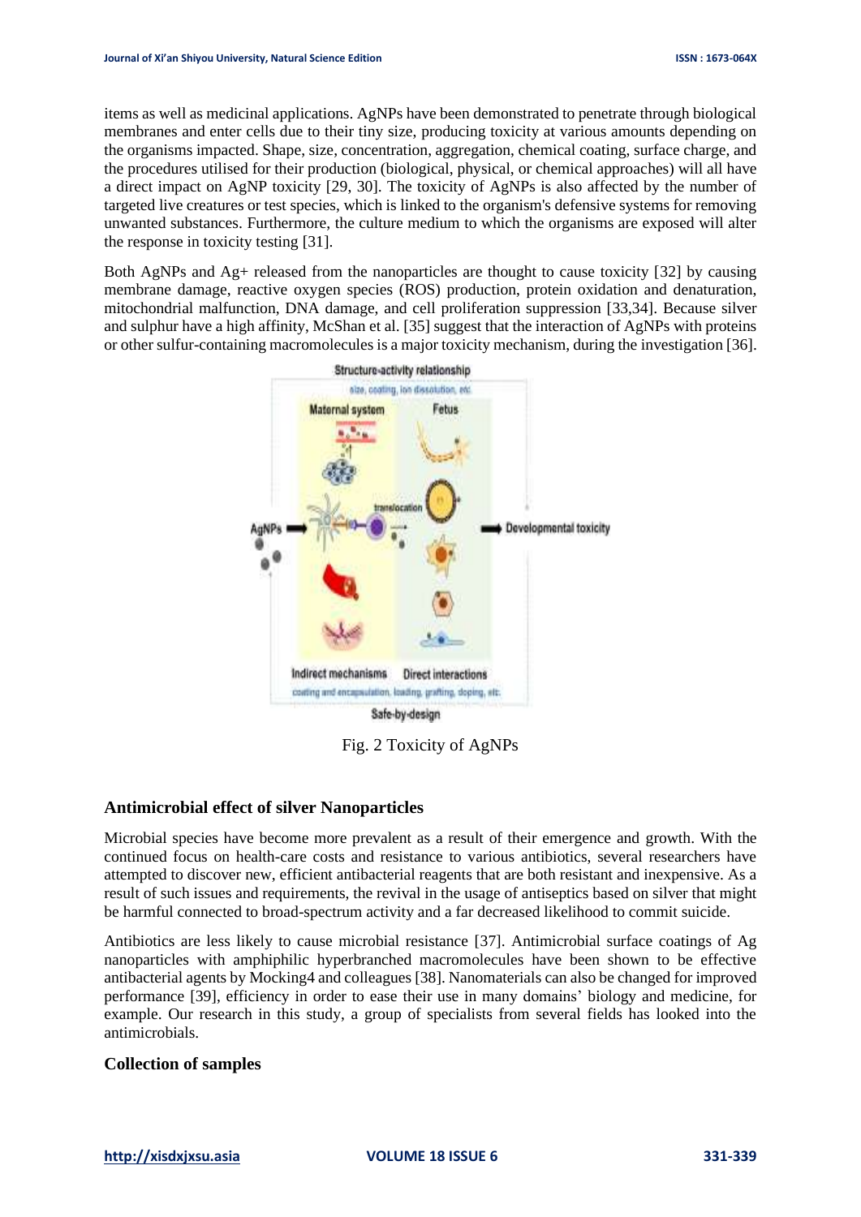items as well as medicinal applications. AgNPs have been demonstrated to penetrate through biological membranes and enter cells due to their tiny size, producing toxicity at various amounts depending on the organisms impacted. Shape, size, concentration, aggregation, chemical coating, surface charge, and the procedures utilised for their production (biological, physical, or chemical approaches) will all have a direct impact on AgNP toxicity [29, 30]. The toxicity of AgNPs is also affected by the number of targeted live creatures or test species, which is linked to the organism's defensive systems for removing unwanted substances. Furthermore, the culture medium to which the organisms are exposed will alter the response in toxicity testing [31].

Both AgNPs and Ag+ released from the nanoparticles are thought to cause toxicity [32] by causing membrane damage, reactive oxygen species (ROS) production, protein oxidation and denaturation, mitochondrial malfunction, DNA damage, and cell proliferation suppression [33,34]. Because silver and sulphur have a high affinity, McShan et al. [35] suggest that the interaction of AgNPs with proteins or other sulfur-containing macromolecules is a major toxicity mechanism, during the investigation [36].

Fig. 2 Toxicity of AgNPs

## Antimicrobial effect of silver Nanoparticles

Microbial species have become more prevalent as a result of their emergence and growth. With the continued focus on health-care costs and resistance to various antibiotics, several researchers have attempted to discover new, efficient antibacterial reagents that are both resistant and inexpensive. As a result of such issues and requirements, the revival in the usage of antiseptics based on silver that might be harmful connected to broad-spectrum activity and a far decreased likelihood to commit suicide.

Antibiotics are less likely to cause microbial resistance [37]. Antimicrobial surface coatings of Ag nanoparticles with amphiphilic hyperbranched macromolecules have been shown to be effective antibacterial agents by Mocking4 and colleagues [38]. Nanomaterials can also be changed for improved performance [39], efficiency in order to ease their use in many domains' biology and medicine, for example. Our research in this study, a group of specialists from several fields has looked into the antimicrobials.

## Collection of samples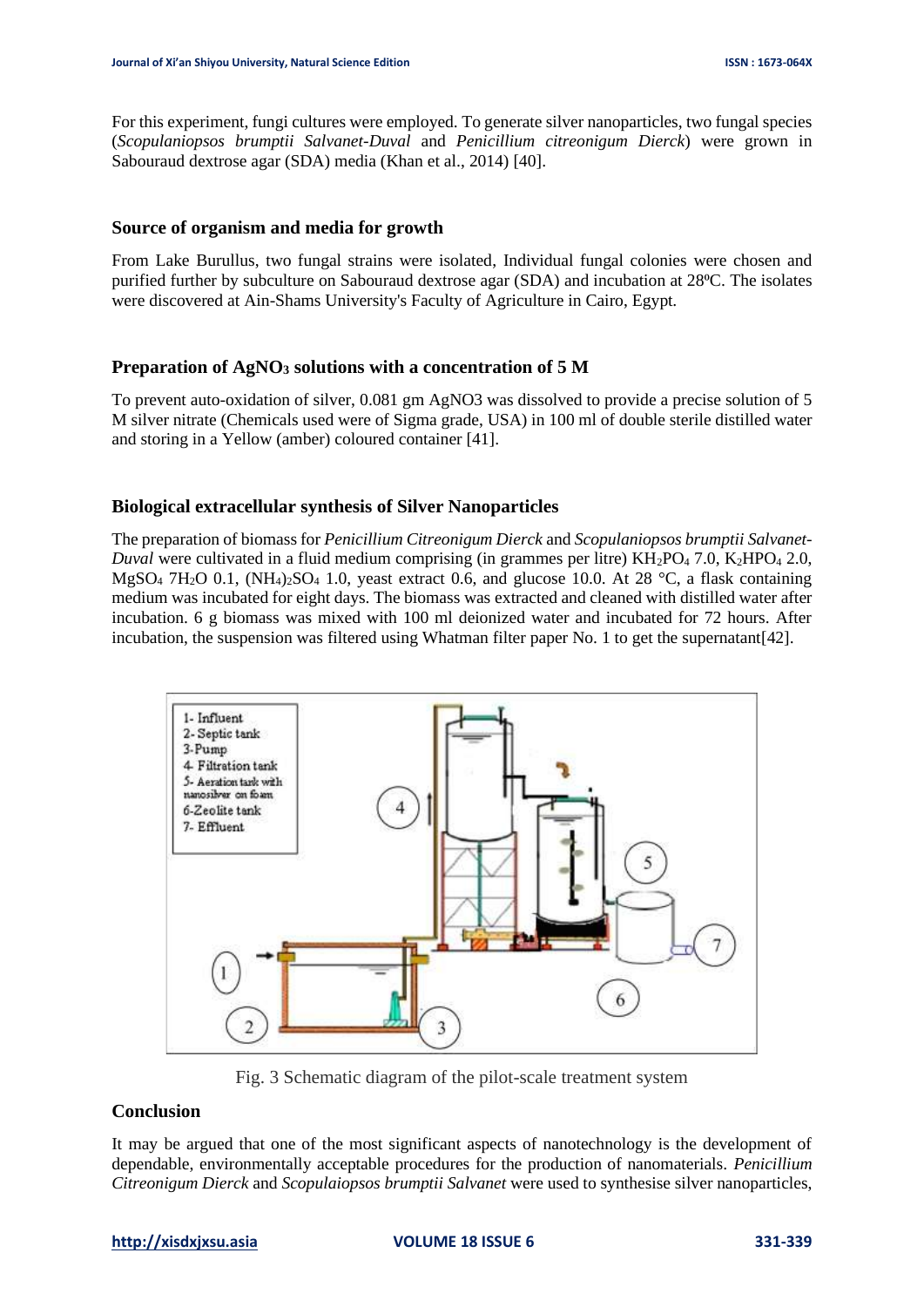For this experiment, fungi cultures were employed. To generate silver nanoparticles, two fungal species (*Scopulaniopsos brumptii Salvanet-Duval* and *Penicillium citreonigum Dierck*) were grown in Sabouraud dextrose agar (SDA) media (Khan et al., 2014) [40].

### Source of organism and media for growth

From Lake Burullus, two fungal strains were isolated, Individual fungal colonies were chosen and purified further by subculture on Sabouraud dextrose agar (SDA) and incubation at 28ºC. The isolates were discovered at Ain-Shams University's Faculty of Agriculture in Cairo, Egypt.

### Preparation of $AgNO_3$ solutions with a concentration of 5 M

To prevent auto-oxidation of silver, 0.081 gm AgNO3 was dissolved to provide a precise solution of 5 M silver nitrate (Chemicals used were of Sigma grade, USA) in 100 ml of double sterile distilled water and storing in a Yellow (amber) coloured container [41].

### Biological extracellular synthesis of Silver Nanoparticles

The preparation of biomass for *Penicillium Citreonigum Dierck* and *Scopulaniopsos brumptii Salvanet-Duval* were cultivated in a fluid medium comprising (in grammes per litre) $KH_2PO_4$ 7.0, $K_2HPO_4$ 2.0, $MgSO_4$ $7H_2O$ 0.1, $(NH_4)_2SO_4$ 1.0, yeast extract 0.6, and glucose 10.0. At 28 °C, a flask containing medium was incubated for eight days. The biomass was extracted and cleaned with distilled water after incubation. 6 g biomass was mixed with 100 ml deionized water and incubated for 72 hours. After incubation, the suspension was filtered using Whatman filter paper No. 1 to get the supernatant[42].

Fig. 3 Schematic diagram of the pilot-scale treatment system

### Conclusion

It may be argued that one of the most significant aspects of nanotechnology is the development of dependable, environmentally acceptable procedures for the production of nanomaterials. *Penicillium Citreonigum Dierck* and *Scopulaiopsos brumptii Salvanet* were used to synthesise silver nanoparticles,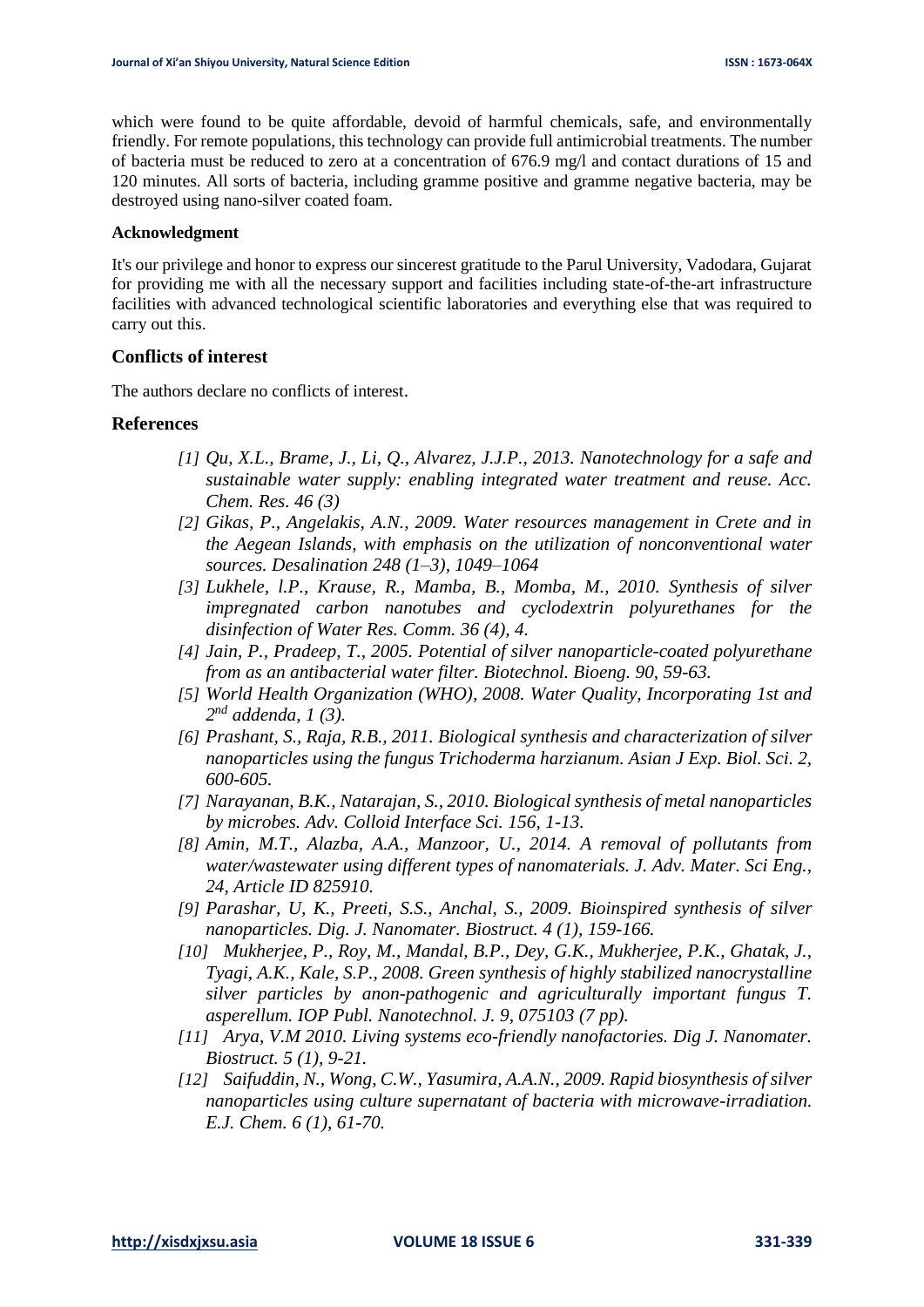which were found to be quite affordable, devoid of harmful chemicals, safe, and environmentally friendly. For remote populations, this technology can provide full antimicrobial treatments. The number of bacteria must be reduced to zero at a concentration of 676.9 mg/l and contact durations of 15 and 120 minutes. All sorts of bacteria, including gramme positive and gramme negative bacteria, may be destroyed using nano-silver coated foam.

**Acknowledgment**

It's our privilege and honor to express our sincerest gratitude to the Parul University, Vadodara, Gujarat for providing me with all the necessary support and facilities including state-of-the-art infrastructure facilities with advanced technological scientific laboratories and everything else that was required to carry out this.

## Conflicts of interest

The authors declare no conflicts of interest.

## References

*[1] Qu, X.L., Brame, J., Li, Q., Alvarez, J.J.P., 2013. Nanotechnology for a safe and sustainable water supply: enabling integrated water treatment and reuse. Acc. Chem. Res. 46 (3)*

*[2] Gikas, P., Angelakis, A.N., 2009. Water resources management in Crete and in the Aegean Islands, with emphasis on the utilization of nonconventional water sources. Desalination 248 (1–3), 1049–1064*

*[3] Lukhele, l.P., Krause, R., Mamba, B., Momba, M., 2010. Synthesis of silver impregnated carbon nanotubes and cyclodextrin polyurethanes for the disinfection of Water Res. Comm. 36 (4), 4.*

*[4] Jain, P., Pradeep, T., 2005. Potential of silver nanoparticle-coated polyurethane from as an antibacterial water filter. Biotechnol. Bioeng. 90, 59-63.*

*[5] World Health Organization (WHO), 2008. Water Quality, Incorporating 1st and 2nd addenda, 1 (3).*

*[6] Prashant, S., Raja, R.B., 2011. Biological synthesis and characterization of silver nanoparticles using the fungus Trichoderma harzianum. Asian J Exp. Biol. Sci. 2, 600-605.*

*[7] Narayanan, B.K., Natarajan, S., 2010. Biological synthesis of metal nanoparticles by microbes. Adv. Colloid Interface Sci. 156, 1-13.*

*[8] Amin, M.T., Alazba, A.A., Manzoor, U., 2014. A removal of pollutants from water/wastewater using different types of nanomaterials. J. Adv. Mater. Sci Eng., 24, Article ID 825910.*

*[9] Parashar, U, K., Preeti, S.S., Anchal, S., 2009. Bioinspired synthesis of silver nanoparticles. Dig. J. Nanomater. Biostruct. 4 (1), 159-166.*

*[10] Mukherjee, P., Roy, M., Mandal, B.P., Dey, G.K., Mukherjee, P.K., Ghatak, J., Tyagi, A.K., Kale, S.P., 2008. Green synthesis of highly stabilized nanocrystalline silver particles by anon-pathogenic and agriculturally important fungus T. asperellum. IOP Publ. Nanotechnol. J. 9, 075103 (7 pp).*

*[11] Arya, V.M 2010. Living systems eco-friendly nanofactories. Dig J. Nanomater. Biostruct. 5 (1), 9-21.*

*[12] Saifuddin, N., Wong, C.W., Yasumira, A.A.N., 2009. Rapid biosynthesis of silver nanoparticles using culture supernatant of bacteria with microwave-irradiation. E.J. Chem. 6 (1), 61-70.*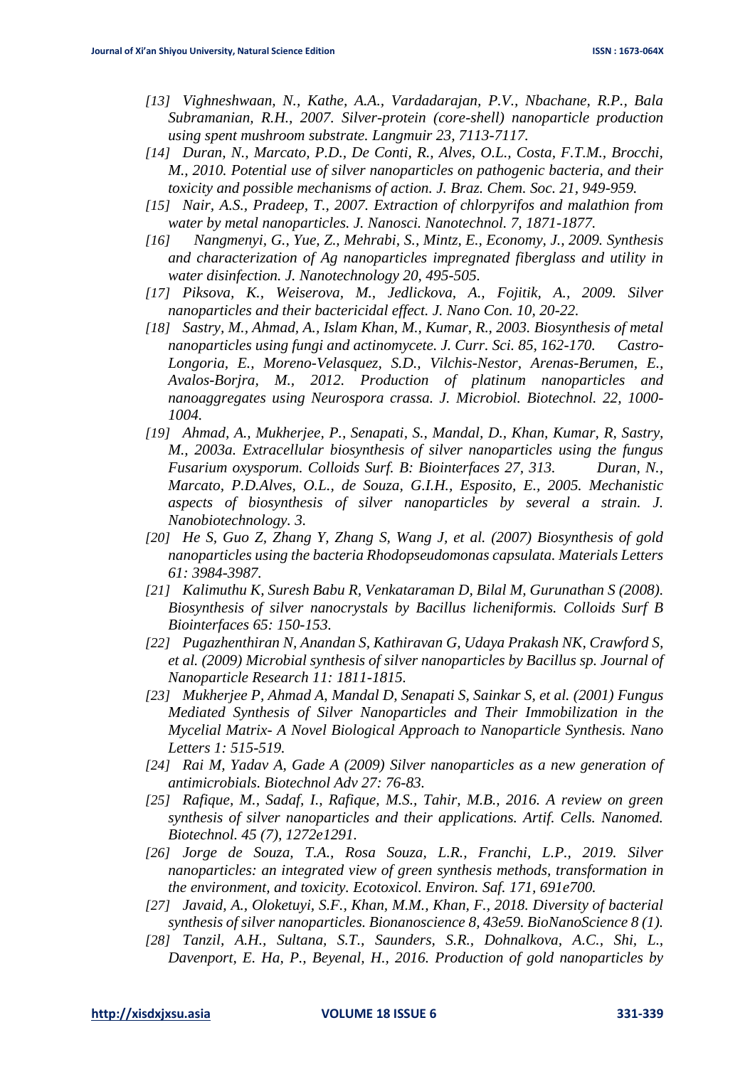*[13] Vighneshwaan, N., Kathe, A.A., Vardadarajan, P.V., Nbachane, R.P., Bala Subramanian, R.H., 2007. Silver-protein (core-shell) nanoparticle production using spent mushroom substrate. Langmuir 23, 7113-7117.*

*[14] Duran, N., Marcato, P.D., De Conti, R., Alves, O.L., Costa, F.T.M., Brocchi, M., 2010. Potential use of silver nanoparticles on pathogenic bacteria, and their toxicity and possible mechanisms of action. J. Braz. Chem. Soc. 21, 949-959.*

*[15] Nair, A.S., Pradeep, T., 2007. Extraction of chlorpyrifos and malathion from water by metal nanoparticles. J. Nanosci. Nanotechnol. 7, 1871-1877.*

*[16] Nangmenyi, G., Yue, Z., Mehrabi, S., Mintz, E., Economy, J., 2009. Synthesis and characterization of Ag nanoparticles impregnated fiberglass and utility in water disinfection. J. Nanotechnology 20, 495-505.*

*[17] Piksova, K., Weiserova, M., Jedlickova, A., Fojitik, A., 2009. Silver nanoparticles and their bactericidal effect. J. Nano Con. 10, 20-22.*

*[18] Sastry, M., Ahmad, A., Islam Khan, M., Kumar, R., 2003. Biosynthesis of metal nanoparticles using fungi and actinomycete. J. Curr. Sci. 85, 162-170. Castro-Longoria, E., Moreno-Velasquez, S.D., Vilchis-Nestor, Arenas-Berumen, E., Avalos-Borjra, M., 2012. Production of platinum nanoparticles and nanoaggregates using Neurospora crassa. J. Microbiol. Biotechnol. 22, 1000-1004.*

*[19] Ahmad, A., Mukherjee, P., Senapati, S., Mandal, D., Khan, Kumar, R, Sastry, M., 2003a. Extracellular biosynthesis of silver nanoparticles using the fungus Fusarium oxysporum. Colloids Surf. B: Biointerfaces 27, 313. Duran, N., Marcato, P.D.Alves, O.L., de Souza, G.I.H., Esposito, E., 2005. Mechanistic aspects of biosynthesis of silver nanoparticles by several a strain. J. Nanobiotechnology. 3.*

*[20] He S, Guo Z, Zhang Y, Zhang S, Wang J, et al. (2007) Biosynthesis of gold nanoparticles using the bacteria Rhodopseudomonas capsulata. Materials Letters 61: 3984-3987.*

*[21] Kalimuthu K, Suresh Babu R, Venkataraman D, Bilal M, Gurunathan S (2008). Biosynthesis of silver nanocrystals by Bacillus licheniformis. Colloids Surf B Biointerfaces 65: 150-153.*

*[22] Pugazhenthiran N, Anandan S, Kathiravan G, Udaya Prakash NK, Crawford S, et al. (2009) Microbial synthesis of silver nanoparticles by Bacillus sp. Journal of Nanoparticle Research 11: 1811-1815.*

*[23] Mukherjee P, Ahmad A, Mandal D, Senapati S, Sainkar S, et al. (2001) Fungus Mediated Synthesis of Silver Nanoparticles and Their Immobilization in the Mycelial Matrix- A Novel Biological Approach to Nanoparticle Synthesis. Nano Letters 1: 515-519.*

*[24] Rai M, Yadav A, Gade A (2009) Silver nanoparticles as a new generation of antimicrobials. Biotechnol Adv 27: 76-83.*

*[25] Rafique, M., Sadaf, I., Rafique, M.S., Tahir, M.B., 2016. A review on green synthesis of silver nanoparticles and their applications. Artif. Cells. Nanomed. Biotechnol. 45 (7), 1272e1291.*

*[26] Jorge de Souza, T.A., Rosa Souza, L.R., Franchi, L.P., 2019. Silver nanoparticles: an integrated view of green synthesis methods, transformation in the environment, and toxicity. Ecotoxicol. Environ. Saf. 171, 691e700.*

*[27] Javaid, A., Oloketuyi, S.F., Khan, M.M., Khan, F., 2018. Diversity of bacterial synthesis of silver nanoparticles. Bionanoscience 8, 43e59. BioNanoScience 8 (1).*

*[28] Tanzil, A.H., Sultana, S.T., Saunders, S.R., Dohnalkova, A.C., Shi, L., Davenport, E. Ha, P., Beyenal, H., 2016. Production of gold nanoparticles by*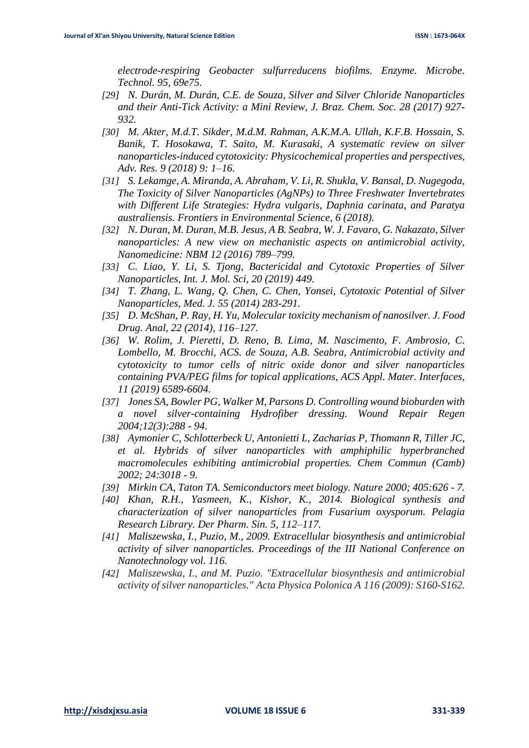*electrode-respiring Geobacter sulfurreducens biofilms. Enzyme. Microbe. Technol. 95, 69e75.*

*[29] N. Durán, M. Durán, C.E. de Souza, Silver and Silver Chloride Nanoparticles and their Anti-Tick Activity: a Mini Review, J. Braz. Chem. Soc. 28 (2017) 927-932.*

*[30] M. Akter, M.d.T. Sikder, M.d.M. Rahman, A.K.M.A. Ullah, K.F.B. Hossain, S. Banik, T. Hosokawa, T. Saito, M. Kurasaki, A systematic review on silver nanoparticles-induced cytotoxicity: Physicochemical properties and perspectives, Adv. Res. 9 (2018) 9: 1–16.*

*[31] S. Lekamge, A. Miranda, A. Abraham, V. Li, R. Shukla, V. Bansal, D. Nugegoda, The Toxicity of Silver Nanoparticles (AgNPs) to Three Freshwater Invertebrates with Different Life Strategies: Hydra vulgaris, Daphnia carinata, and Paratya australiensis. Frontiers in Environmental Science, 6 (2018).*

*[32] N. Duran, M. Duran, M.B. Jesus, A B. Seabra, W. J. Favaro, G. Nakazato, Silver nanoparticles: A new view on mechanistic aspects on antimicrobial activity, Nanomedicine: NBM 12 (2016) 789–799.*

*[33] C. Liao, Y. Li, S. Tjong, Bactericidal and Cytotoxic Properties of Silver Nanoparticles, Int. J. Mol. Sci, 20 (2019) 449.*

*[34] T. Zhang, L. Wang, Q. Chen, C. Chen, Yonsei, Cytotoxic Potential of Silver Nanoparticles, Med. J. 55 (2014) 283-291.*

*[35] D. McShan, P. Ray, H. Yu, Molecular toxicity mechanism of nanosilver. J. Food Drug. Anal, 22 (2014), 116–127.*

*[36] W. Rolim, J. Pieretti, D. Reno, B. Lima, M. Nascimento, F. Ambrosio, C. Lombello, M. Brocchi, ACS. de Souza, A.B. Seabra, Antimicrobial activity and cytotoxicity to tumor cells of nitric oxide donor and silver nanoparticles containing PVA/PEG films for topical applications, ACS Appl. Mater. Interfaces, 11 (2019) 6589-6604.*

*[37] Jones SA, Bowler PG, Walker M, Parsons D. Controlling wound bioburden with a novel silver-containing Hydrofiber dressing. Wound Repair Regen 2004;12(3):288 - 94.*

*[38] Aymonier C, Schlotterbeck U, Antonietti L, Zacharias P, Thomann R, Tiller JC, et al. Hybrids of silver nanoparticles with amphiphilic hyperbranched macromolecules exhibiting antimicrobial properties. Chem Commun (Camb) 2002; 24:3018 - 9.*

*[39] Mirkin CA, Taton TA. Semiconductors meet biology. Nature 2000; 405:626 - 7.*

*[40] Khan, R.H., Yasmeen, K., Kishor, K., 2014. Biological synthesis and characterization of silver nanoparticles from Fusarium oxysporum. Pelagia Research Library. Der Pharm. Sin. 5, 112–117.*

*[41] Maliszewska, I., Puzio, M., 2009. Extracellular biosynthesis and antimicrobial activity of silver nanoparticles. Proceedings of the III National Conference on Nanotechnology vol. 116.*

*[42] Maliszewska, I., and M. Puzio. "Extracellular biosynthesis and antimicrobial activity of silver nanoparticles." Acta Physica Polonica A 116 (2009): S160-S162.*